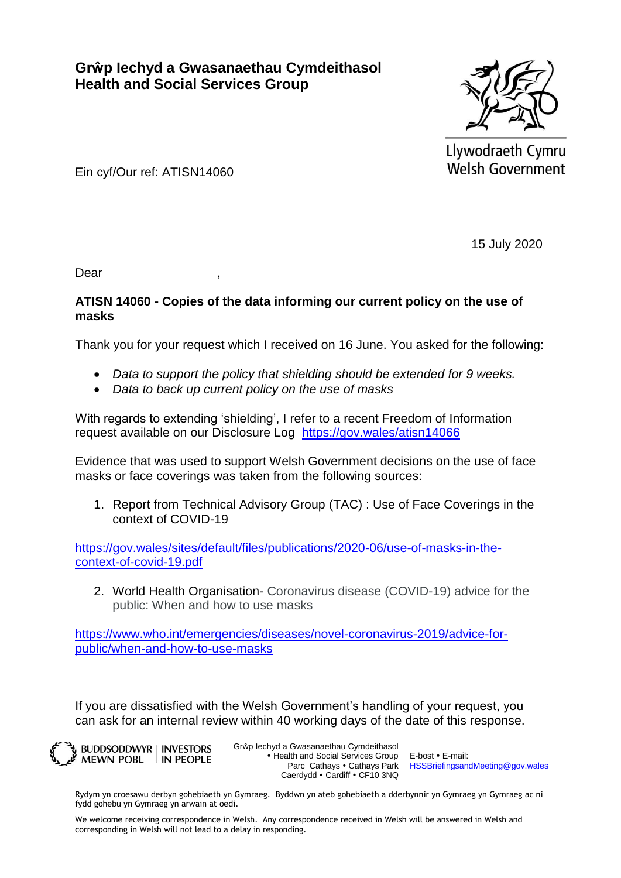**Grŵp Iechyd a Gwasanaethau Cymdeithasol**
**Health and Social Services Group**

Llywodraeth Cymru
Welsh Government

Ein cyf/Our ref: ATISN14060

15 July 2020

Dear ,

**ATISN 14060 - Copies of the data informing our current policy on the use of masks**

Thank you for your request which I received on 16 June. You asked for the following:

- *Data to support the policy that shielding should be extended for 9 weeks.*
- *Data to back up current policy on the use of masks*

With regards to extending 'shielding', I refer to a recent Freedom of Information request available on our Disclosure Log https://gov.wales/atisn14066

Evidence that was used to support Welsh Government decisions on the use of face masks or face coverings was taken from the following sources:

1. Report from Technical Advisory Group (TAC) : Use of Face Coverings in the context of COVID-19

https://gov.wales/sites/default/files/publications/2020-06/use-of-masks-in-the-context-of-covid-19.pdf

2. World Health Organisation- Coronavirus disease (COVID-19) advice for the public: When and how to use masks

https://www.who.int/emergencies/diseases/novel-coronavirus-2019/advice-for-public/when-and-how-to-use-masks

If you are dissatisfied with the Welsh Government's handling of your request, you can ask for an internal review within 40 working days of the date of this response.

BUDDSODDWYR MEWN POBL | INVESTORS IN PEOPLE

Grŵp Iechyd a Gwasanaethau Cymdeithasol • Health and Social Services Group
Parc Cathays • Cathays Park
Caerdydd • Cardiff • CF10 3NQ

E-bost • E-mail: HSSBriefingsandMeeting@gov.wales

Rydym yn croesawu derbyn gohebiaeth yn Gymraeg. Byddwn yn ateb gohebiaeth a dderbynnir yn Gymraeg yn Gymraeg ac ni fydd gohebu yn Gymraeg yn arwain at oedi.

We welcome receiving correspondence in Welsh. Any correspondence received in Welsh will be answered in Welsh and corresponding in Welsh will not lead to a delay in responding.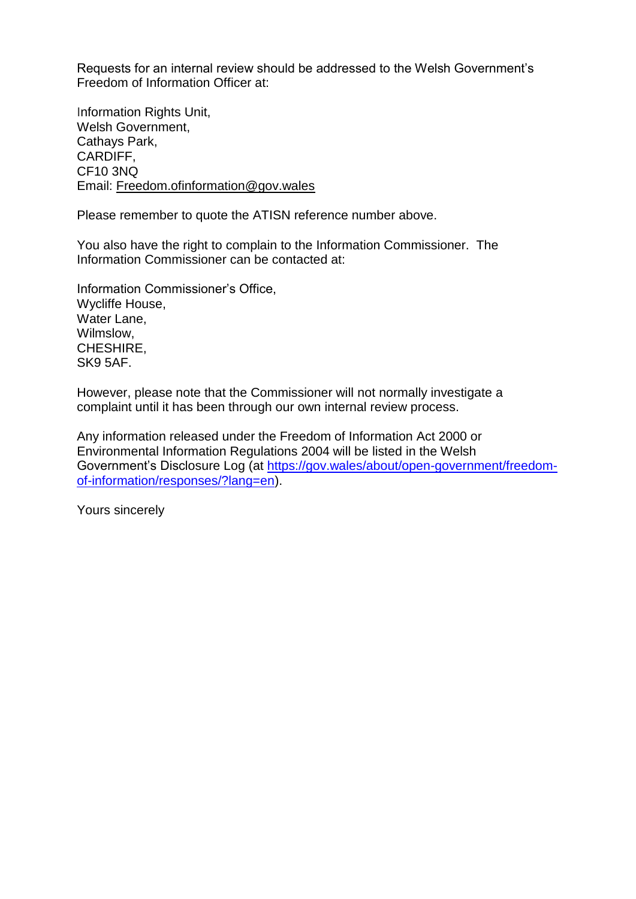Requests for an internal review should be addressed to the Welsh Government's Freedom of Information Officer at:

Information Rights Unit,
Welsh Government,
Cathays Park,
CARDIFF,
CF10 3NQ
Email: Freedom.ofinformation@gov.wales

Please remember to quote the ATISN reference number above.

You also have the right to complain to the Information Commissioner. The Information Commissioner can be contacted at:

Information Commissioner's Office,
Wycliffe House,
Water Lane,
Wilmslow,
CHESHIRE,
SK9 5AF.

However, please note that the Commissioner will not normally investigate a complaint until it has been through our own internal review process.

Any information released under the Freedom of Information Act 2000 or Environmental Information Regulations 2004 will be listed in the Welsh Government's Disclosure Log (at https://gov.wales/about/open-government/freedom-of-information/responses/?lang=en).

Yours sincerely